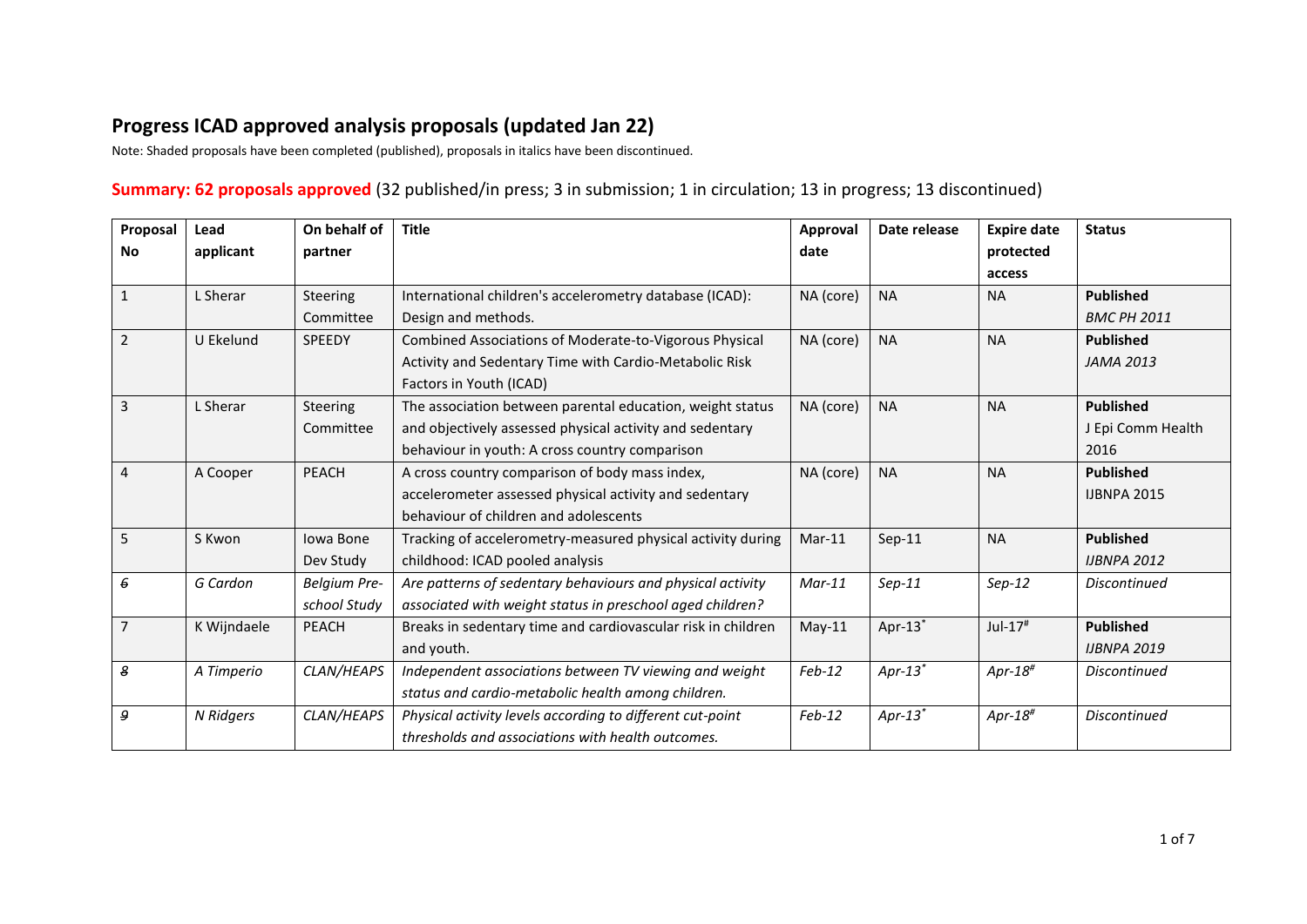# Progress ICAD approved analysis proposals (updated Jan 22)

Note: Shaded proposals have been completed (published), proposals in italics have been discontinued.

## Summary: 62 proposals approved (32 published/in press; 3 in submission; 1 in circulation; 13 in progress; 13 discontinued)

| Proposal No | Lead applicant | On behalf of partner | Title | Approval date | Date release | Expire date protected access | Status |
|---|---|---|---|---|---|---|---|
| 1 | L Sherar | Steering Committee | International children's accelerometry database (ICAD): Design and methods. | NA (core) | NA | NA | **Published** *BMC PH 2011* |
| 2 | U Ekelund | SPEEDY | Combined Associations of Moderate-to-Vigorous Physical Activity and Sedentary Time with Cardio-Metabolic Risk Factors in Youth (ICAD) | NA (core) | NA | NA | **Published** *JAMA 2013* |
| 3 | L Sherar | Steering Committee | The association between parental education, weight status and objectively assessed physical activity and sedentary behaviour in youth: A cross country comparison | NA (core) | NA | NA | **Published** J Epi Comm Health 2016 |
| 4 | A Cooper | PEACH | A cross country comparison of body mass index, accelerometer assessed physical activity and sedentary behaviour of children and adolescents | NA (core) | NA | NA | **Published** IJBNPA 2015 |
| 5 | S Kwon | Iowa Bone Dev Study | Tracking of accelerometry-measured physical activity during childhood: ICAD pooled analysis | Mar-11 | Sep-11 | NA | **Published** *IJBNPA 2012* |
| *~~6~~* | *G Cardon* | *Belgium Pre-school Study* | *Are patterns of sedentary behaviours and physical activity associated with weight status in preschool aged children?* | *Mar-11* | *Sep-11* | *Sep-12* | *Discontinued* |
| 7 | K Wijndaele | PEACH | Breaks in sedentary time and cardiovascular risk in children and youth. | May-11 | Apr-13* | Jul-17# | **Published** *IJBNPA 2019* |
| *~~8~~* | *A Timperio* | *CLAN/HEAPS* | *Independent associations between TV viewing and weight status and cardio-metabolic health among children.* | *Feb-12* | *Apr-13** | *Apr-18#* | *Discontinued* |
| *~~9~~* | *N Ridgers* | *CLAN/HEAPS* | *Physical activity levels according to different cut-point thresholds and associations with health outcomes.* | *Feb-12* | *Apr-13** | *Apr-18#* | *Discontinued* |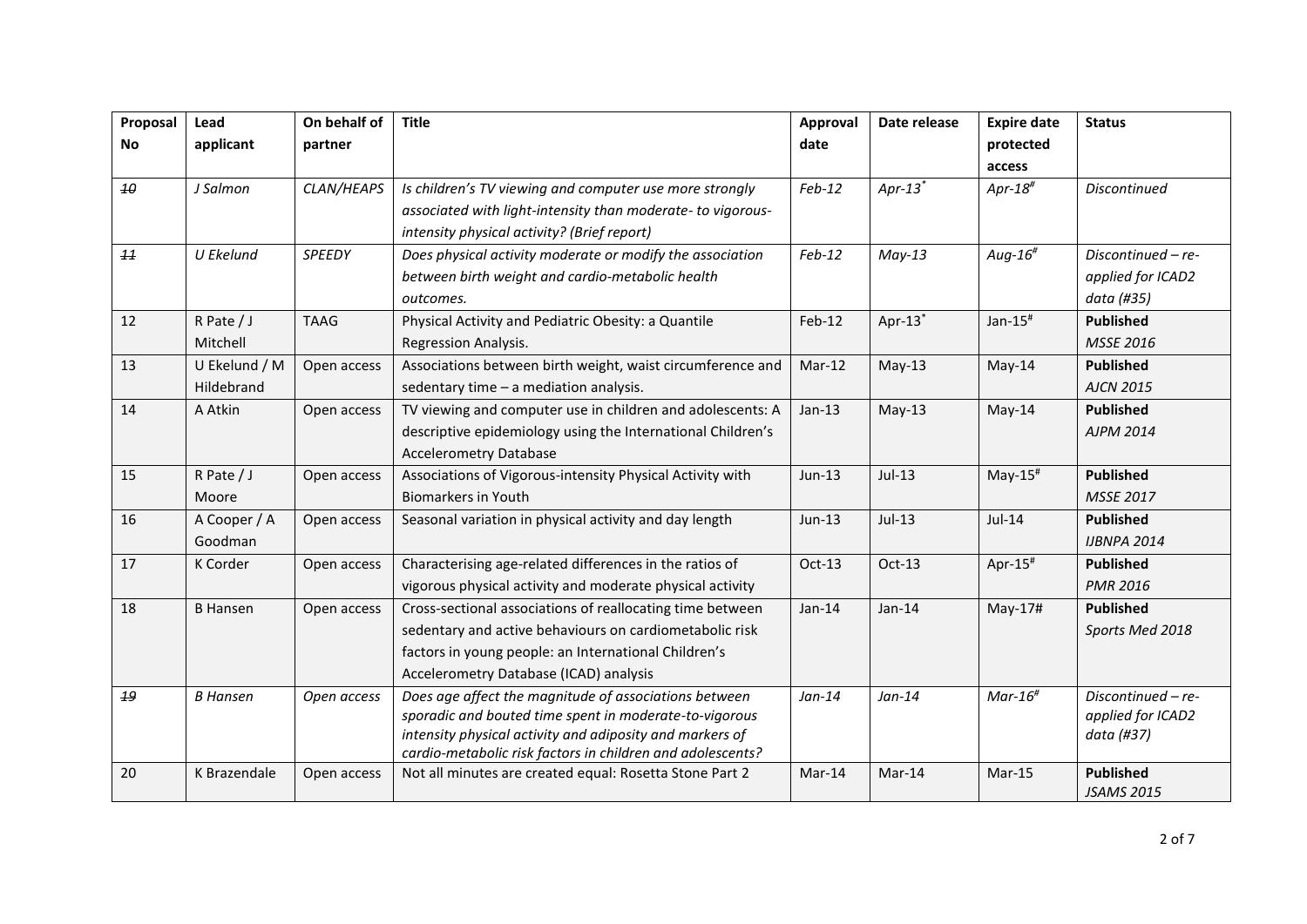| Proposal No | Lead applicant | On behalf of partner | Title | Approval date | Date release | Expire date protected access | Status |
|---|---|---|---|---|---|---|---|
| ~~*10*~~ | *J Salmon* | *CLAN/HEAPS* | *Is children's TV viewing and computer use more strongly associated with light-intensity than moderate- to vigorous-intensity physical activity? (Brief report)* | *Feb-12* | *Apr-13*[*] | *Apr-18*[#] | *Discontinued* |
| ~~*11*~~ | *U Ekelund* | *SPEEDY* | *Does physical activity moderate or modify the association between birth weight and cardio-metabolic health outcomes.* | *Feb-12* | *May-13* | *Aug-16*[#] | *Discontinued – re-applied for ICAD2 data (#35)* |
| 12 | R Pate / J Mitchell | TAAG | Physical Activity and Pediatric Obesity: a Quantile Regression Analysis. | Feb-12 | Apr-13[*] | Jan-15[#] | **Published** *MSSE 2016* |
| 13 | U Ekelund / M Hildebrand | Open access | Associations between birth weight, waist circumference and sedentary time – a mediation analysis. | Mar-12 | May-13 | May-14 | **Published** *AJCN 2015* |
| 14 | A Atkin | Open access | TV viewing and computer use in children and adolescents: A descriptive epidemiology using the International Children's Accelerometry Database | Jan-13 | May-13 | May-14 | **Published** *AJPM 2014* |
| 15 | R Pate / J Moore | Open access | Associations of Vigorous-intensity Physical Activity with Biomarkers in Youth | Jun-13 | Jul-13 | May-15[#] | **Published** *MSSE 2017* |
| 16 | A Cooper / A Goodman | Open access | Seasonal variation in physical activity and day length | Jun-13 | Jul-13 | Jul-14 | **Published** *IJBNPA 2014* |
| 17 | K Corder | Open access | Characterising age-related differences in the ratios of vigorous physical activity and moderate physical activity | Oct-13 | Oct-13 | Apr-15[#] | **Published** *PMR 2016* |
| 18 | B Hansen | Open access | Cross-sectional associations of reallocating time between sedentary and active behaviours on cardiometabolic risk factors in young people: an International Children's Accelerometry Database (ICAD) analysis | Jan-14 | Jan-14 | May-17# | **Published** *Sports Med 2018* |
| ~~*19*~~ | *B Hansen* | *Open access* | *Does age affect the magnitude of associations between sporadic and bouted time spent in moderate-to-vigorous intensity physical activity and adiposity and markers of cardio-metabolic risk factors in children and adolescents?* | *Jan-14* | *Jan-14* | *Mar-16*[#] | *Discontinued – re-applied for ICAD2 data (#37)* |
| 20 | K Brazendale | Open access | Not all minutes are created equal: Rosetta Stone Part 2 | Mar-14 | Mar-14 | Mar-15 | **Published** *JSAMS 2015* |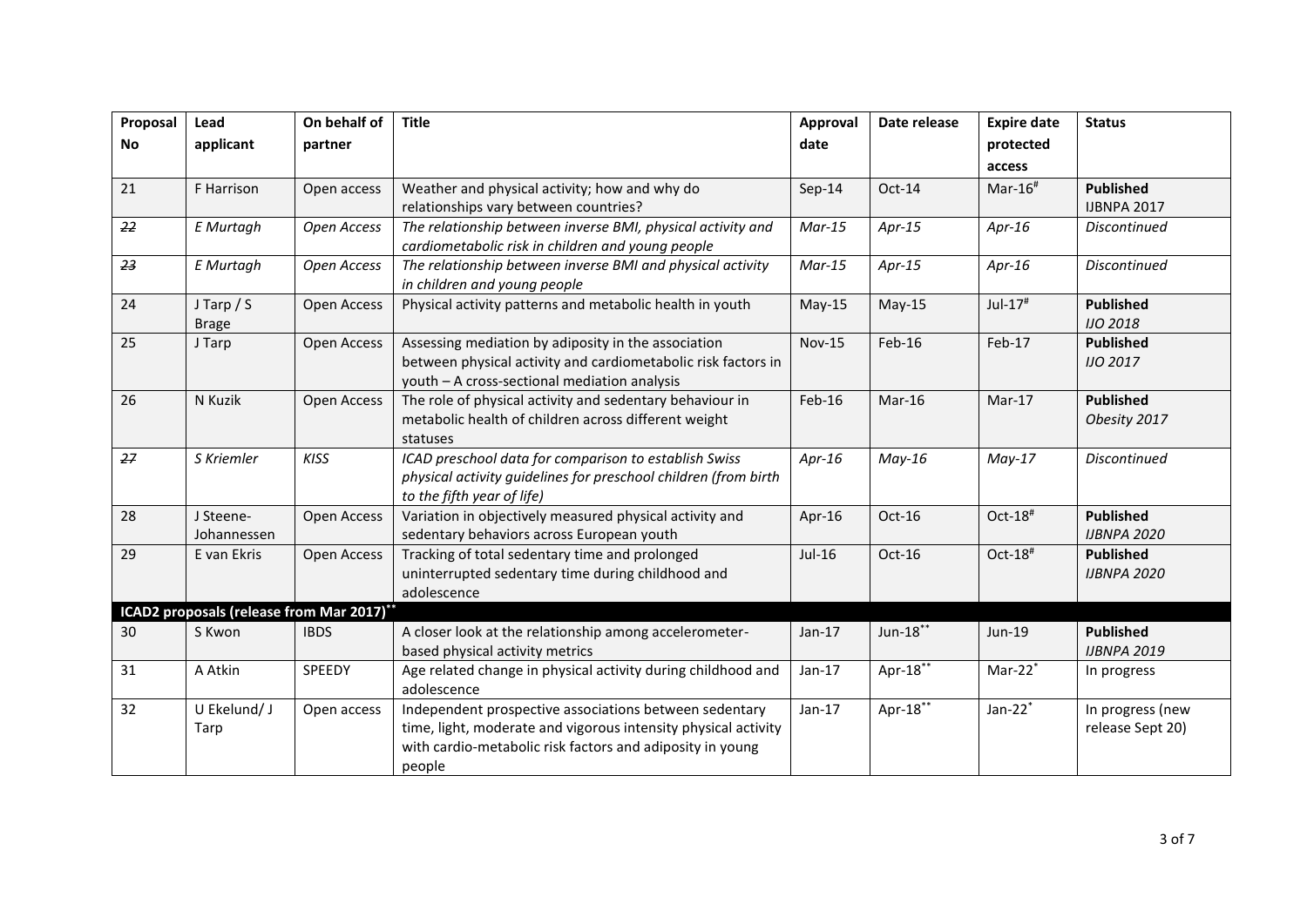| Proposal No | Lead applicant | On behalf of partner | Title | Approval date | Date release | Expire date protected access | Status |
|---|---|---|---|---|---|---|---|
| 21 | F Harrison | Open access | Weather and physical activity; how and why do relationships vary between countries? | Sep-14 | Oct-14 | Mar-16[#] | **Published** IJBNPA 2017 |
| ~~22~~ | *E Murtagh* | *Open Access* | *The relationship between inverse BMI, physical activity and cardiometabolic risk in children and young people* | *Mar-15* | *Apr-15* | *Apr-16* | *Discontinued* |
| ~~23~~ | *E Murtagh* | *Open Access* | *The relationship between inverse BMI and physical activity in children and young people* | *Mar-15* | *Apr-15* | *Apr-16* | *Discontinued* |
| 24 | J Tarp / S Brage | Open Access | Physical activity patterns and metabolic health in youth | May-15 | May-15 | Jul-17[#] | **Published** *IJO 2018* |
| 25 | J Tarp | Open Access | Assessing mediation by adiposity in the association between physical activity and cardiometabolic risk factors in youth – A cross-sectional mediation analysis | Nov-15 | Feb-16 | Feb-17 | **Published** *IJO 2017* |
| 26 | N Kuzik | Open Access | The role of physical activity and sedentary behaviour in metabolic health of children across different weight statuses | Feb-16 | Mar-16 | Mar-17 | **Published** *Obesity 2017* |
| ~~27~~ | *S Kriemler* | *KISS* | *ICAD preschool data for comparison to establish Swiss physical activity guidelines for preschool children (from birth to the fifth year of life)* | *Apr-16* | *May-16* | *May-17* | *Discontinued* |
| 28 | J Steene-Johannessen | Open Access | Variation in objectively measured physical activity and sedentary behaviors across European youth | Apr-16 | Oct-16 | Oct-18[#] | **Published** *IJBNPA 2020* |
| 29 | E van Ekris | Open Access | Tracking of total sedentary time and prolonged uninterrupted sedentary time during childhood and adolescence | Jul-16 | Oct-16 | Oct-18[#] | **Published** *IJBNPA 2020* |
| **ICAD2 proposals (release from Mar 2017)[**]** | | | | | | | |
| 30 | S Kwon | IBDS | A closer look at the relationship among accelerometer-based physical activity metrics | Jan-17 | Jun-18[**] | Jun-19 | **Published** *IJBNPA 2019* |
| 31 | A Atkin | SPEEDY | Age related change in physical activity during childhood and adolescence | Jan-17 | Apr-18[**] | Mar-22[*] | In progress |
| 32 | U Ekelund/ J Tarp | Open access | Independent prospective associations between sedentary time, light, moderate and vigorous intensity physical activity with cardio-metabolic risk factors and adiposity in young people | Jan-17 | Apr-18[**] | Jan-22[*] | In progress (new release Sept 20) |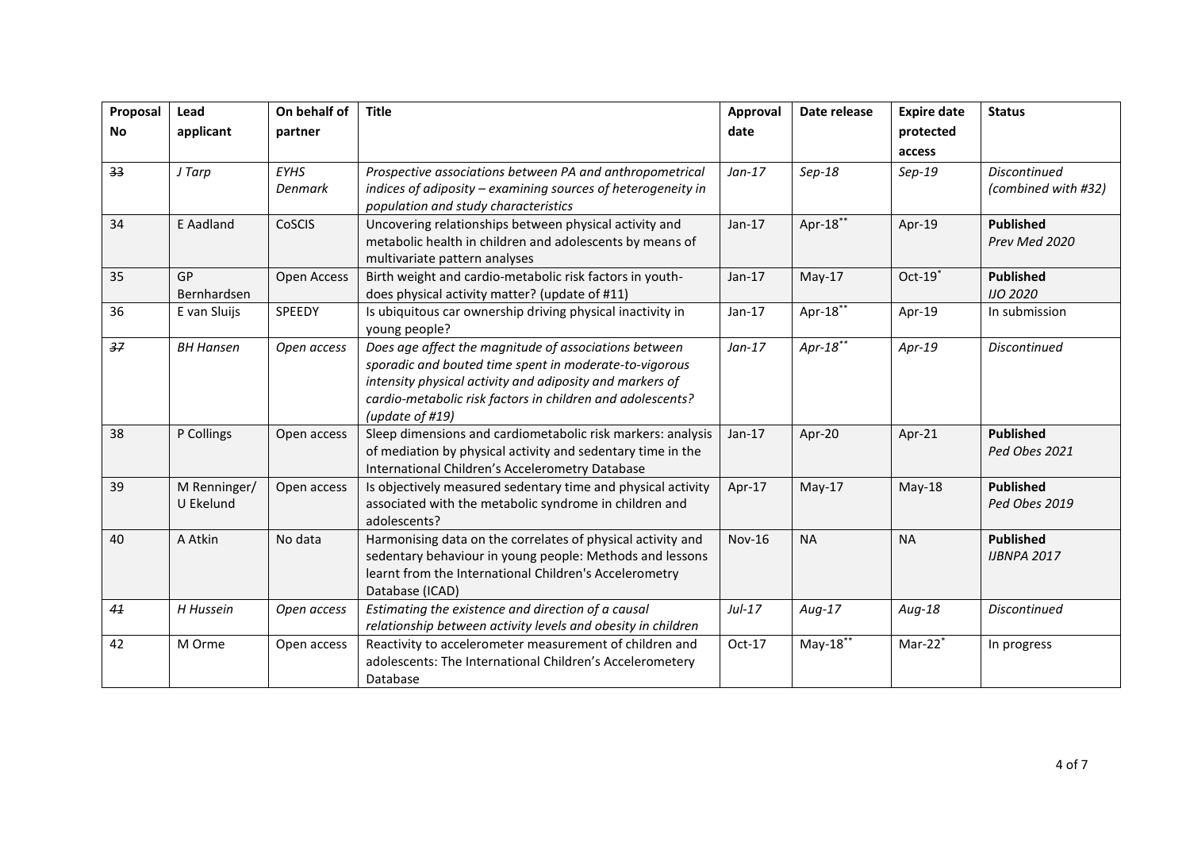| Proposal No | Lead applicant | On behalf of partner | Title | Approval date | Date release | Expire date protected access | Status |
|---|---|---|---|---|---|---|---|
| ~~33~~ | *J Tarp* | *EYHS Denmark* | *Prospective associations between PA and anthropometrical indices of adiposity – examining sources of heterogeneity in population and study characteristics* | *Jan-17* | *Sep-18* | *Sep-19* | *Discontinued (combined with #32)* |
| 34 | E Aadland | CoSCIS | Uncovering relationships between physical activity and metabolic health in children and adolescents by means of multivariate pattern analyses | Jan-17 | Apr-18** | Apr-19 | **Published** *Prev Med 2020* |
| 35 | GP Bernhardsen | Open Access | Birth weight and cardio-metabolic risk factors in youth-does physical activity matter? (update of #11) | Jan-17 | May-17 | Oct-19* | **Published** *IJO 2020* |
| 36 | E van Sluijs | SPEEDY | Is ubiquitous car ownership driving physical inactivity in young people? | Jan-17 | Apr-18** | Apr-19 | In submission |
| ~~37~~ | *BH Hansen* | *Open access* | *Does age affect the magnitude of associations between sporadic and bouted time spent in moderate-to-vigorous intensity physical activity and adiposity and markers of cardio-metabolic risk factors in children and adolescents? (update of #19)* | *Jan-17* | *Apr-18*** | *Apr-19* | *Discontinued* |
| 38 | P Collings | Open access | Sleep dimensions and cardiometabolic risk markers: analysis of mediation by physical activity and sedentary time in the International Children's Accelerometry Database | Jan-17 | Apr-20 | Apr-21 | **Published** *Ped Obes 2021* |
| 39 | M Renninger/ U Ekelund | Open access | Is objectively measured sedentary time and physical activity associated with the metabolic syndrome in children and adolescents? | Apr-17 | May-17 | May-18 | **Published** *Ped Obes 2019* |
| 40 | A Atkin | No data | Harmonising data on the correlates of physical activity and sedentary behaviour in young people: Methods and lessons learnt from the International Children's Accelerometry Database (ICAD) | Nov-16 | NA | NA | **Published** *IJBNPA 2017* |
| ~~41~~ | *H Hussein* | *Open access* | *Estimating the existence and direction of a causal relationship between activity levels and obesity in children* | *Jul-17* | *Aug-17* | *Aug-18* | *Discontinued* |
| 42 | M Orme | Open access | Reactivity to accelerometer measurement of children and adolescents: The International Children's Accelerometery Database | Oct-17 | May-18** | Mar-22* | In progress |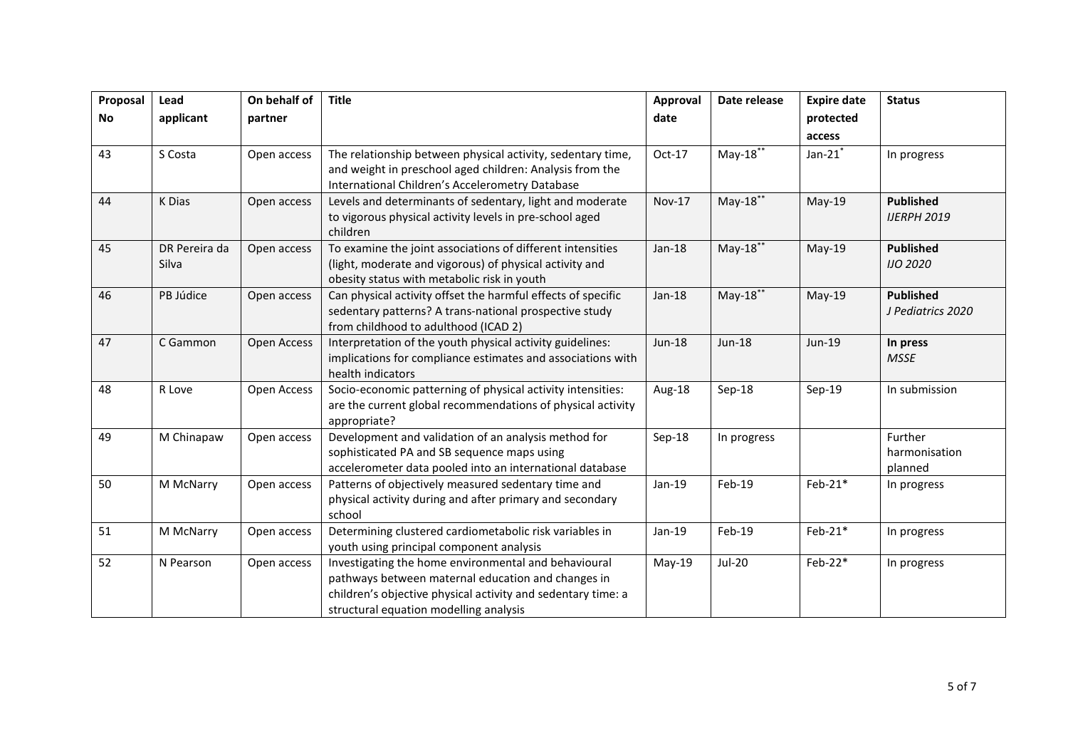| Proposal No | Lead applicant | On behalf of partner | Title | Approval date | Date release | Expire date protected access | Status |
|---|---|---|---|---|---|---|---|
| 43 | S Costa | Open access | The relationship between physical activity, sedentary time, and weight in preschool aged children: Analysis from the International Children's Accelerometry Database | Oct-17 | May-18** | Jan-21* | In progress |
| 44 | K Dias | Open access | Levels and determinants of sedentary, light and moderate to vigorous physical activity levels in pre-school aged children | Nov-17 | May-18** | May-19 | **Published** *IJERPH 2019* |
| 45 | DR Pereira da Silva | Open access | To examine the joint associations of different intensities (light, moderate and vigorous) of physical activity and obesity status with metabolic risk in youth | Jan-18 | May-18** | May-19 | **Published** *IJO 2020* |
| 46 | PB Júdice | Open access | Can physical activity offset the harmful effects of specific sedentary patterns? A trans-national prospective study from childhood to adulthood (ICAD 2) | Jan-18 | May-18** | May-19 | **Published** *J Pediatrics 2020* |
| 47 | C Gammon | Open Access | Interpretation of the youth physical activity guidelines: implications for compliance estimates and associations with health indicators | Jun-18 | Jun-18 | Jun-19 | **In press** *MSSE* |
| 48 | R Love | Open Access | Socio-economic patterning of physical activity intensities: are the current global recommendations of physical activity appropriate? | Aug-18 | Sep-18 | Sep-19 | In submission |
| 49 | M Chinapaw | Open access | Development and validation of an analysis method for sophisticated PA and SB sequence maps using accelerometer data pooled into an international database | Sep-18 | In progress | | Further harmonisation planned |
| 50 | M McNarry | Open access | Patterns of objectively measured sedentary time and physical activity during and after primary and secondary school | Jan-19 | Feb-19 | Feb-21* | In progress |
| 51 | M McNarry | Open access | Determining clustered cardiometabolic risk variables in youth using principal component analysis | Jan-19 | Feb-19 | Feb-21* | In progress |
| 52 | N Pearson | Open access | Investigating the home environmental and behavioural pathways between maternal education and changes in children's objective physical activity and sedentary time: a structural equation modelling analysis | May-19 | Jul-20 | Feb-22* | In progress |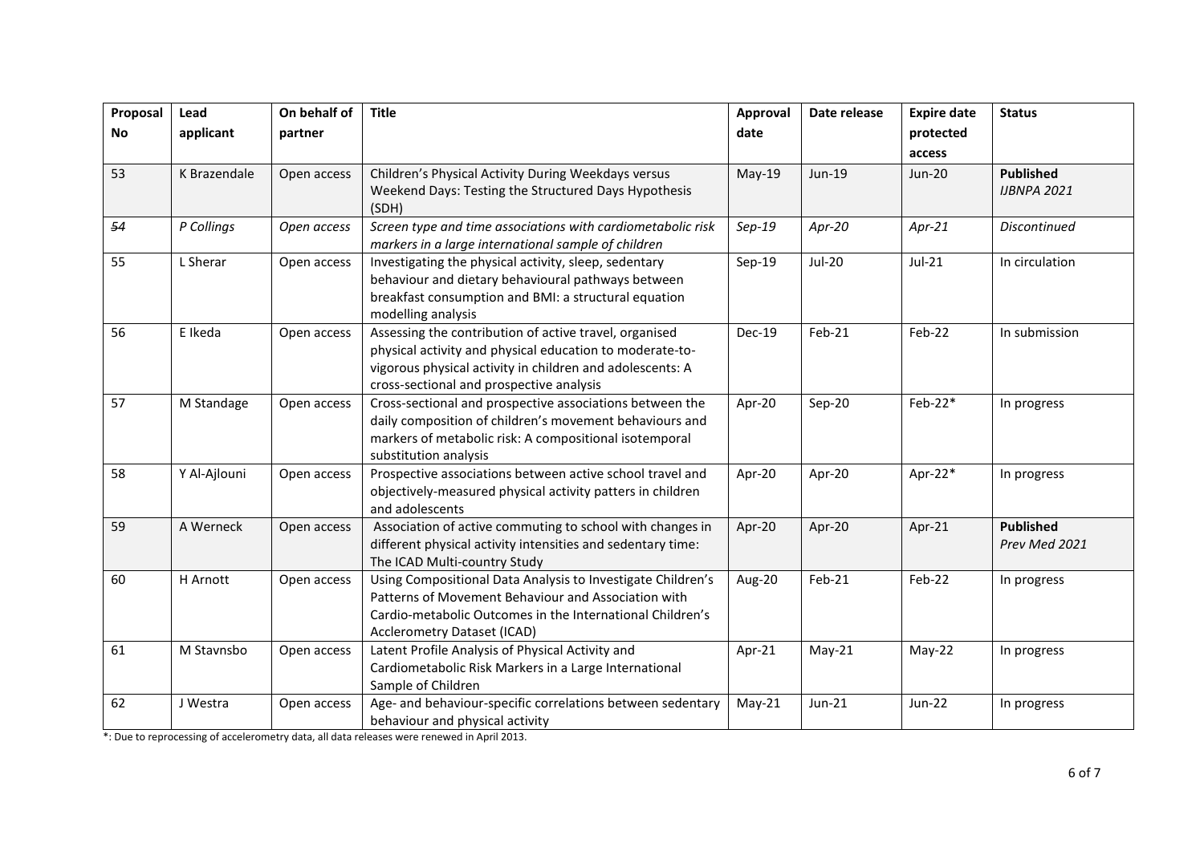| Proposal No | Lead applicant | On behalf of partner | Title | Approval date | Date release | Expire date protected access | Status |
|---|---|---|---|---|---|---|---|
| 53 | K Brazendale | Open access | Children's Physical Activity During Weekdays versus Weekend Days: Testing the Structured Days Hypothesis (SDH) | May-19 | Jun-19 | Jun-20 | **Published** *IJBNPA 2021* |
| ~~*54*~~ | *P Collings* | *Open access* | *Screen type and time associations with cardiometabolic risk markers in a large international sample of children* | *Sep-19* | *Apr-20* | *Apr-21* | *Discontinued* |
| 55 | L Sherar | Open access | Investigating the physical activity, sleep, sedentary behaviour and dietary behavioural pathways between breakfast consumption and BMI: a structural equation modelling analysis | Sep-19 | Jul-20 | Jul-21 | In circulation |
| 56 | E Ikeda | Open access | Assessing the contribution of active travel, organised physical activity and physical education to moderate-to-vigorous physical activity in children and adolescents: A cross-sectional and prospective analysis | Dec-19 | Feb-21 | Feb-22 | In submission |
| 57 | M Standage | Open access | Cross-sectional and prospective associations between the daily composition of children's movement behaviours and markers of metabolic risk: A compositional isotemporal substitution analysis | Apr-20 | Sep-20 | Feb-22* | In progress |
| 58 | Y Al-Ajlouni | Open access | Prospective associations between active school travel and objectively-measured physical activity patters in children and adolescents | Apr-20 | Apr-20 | Apr-22* | In progress |
| 59 | A Werneck | Open access | Association of active commuting to school with changes in different physical activity intensities and sedentary time: The ICAD Multi-country Study | Apr-20 | Apr-20 | Apr-21 | **Published** *Prev Med 2021* |
| 60 | H Arnott | Open access | Using Compositional Data Analysis to Investigate Children's Patterns of Movement Behaviour and Association with Cardio-metabolic Outcomes in the International Children's Acclerometry Dataset (ICAD) | Aug-20 | Feb-21 | Feb-22 | In progress |
| 61 | M Stavnsbo | Open access | Latent Profile Analysis of Physical Activity and Cardiometabolic Risk Markers in a Large International Sample of Children | Apr-21 | May-21 | May-22 | In progress |
| 62 | J Westra | Open access | Age- and behaviour-specific correlations between sedentary behaviour and physical activity | May-21 | Jun-21 | Jun-22 | In progress |

*: Due to reprocessing of accelerometry data, all data releases were renewed in April 2013.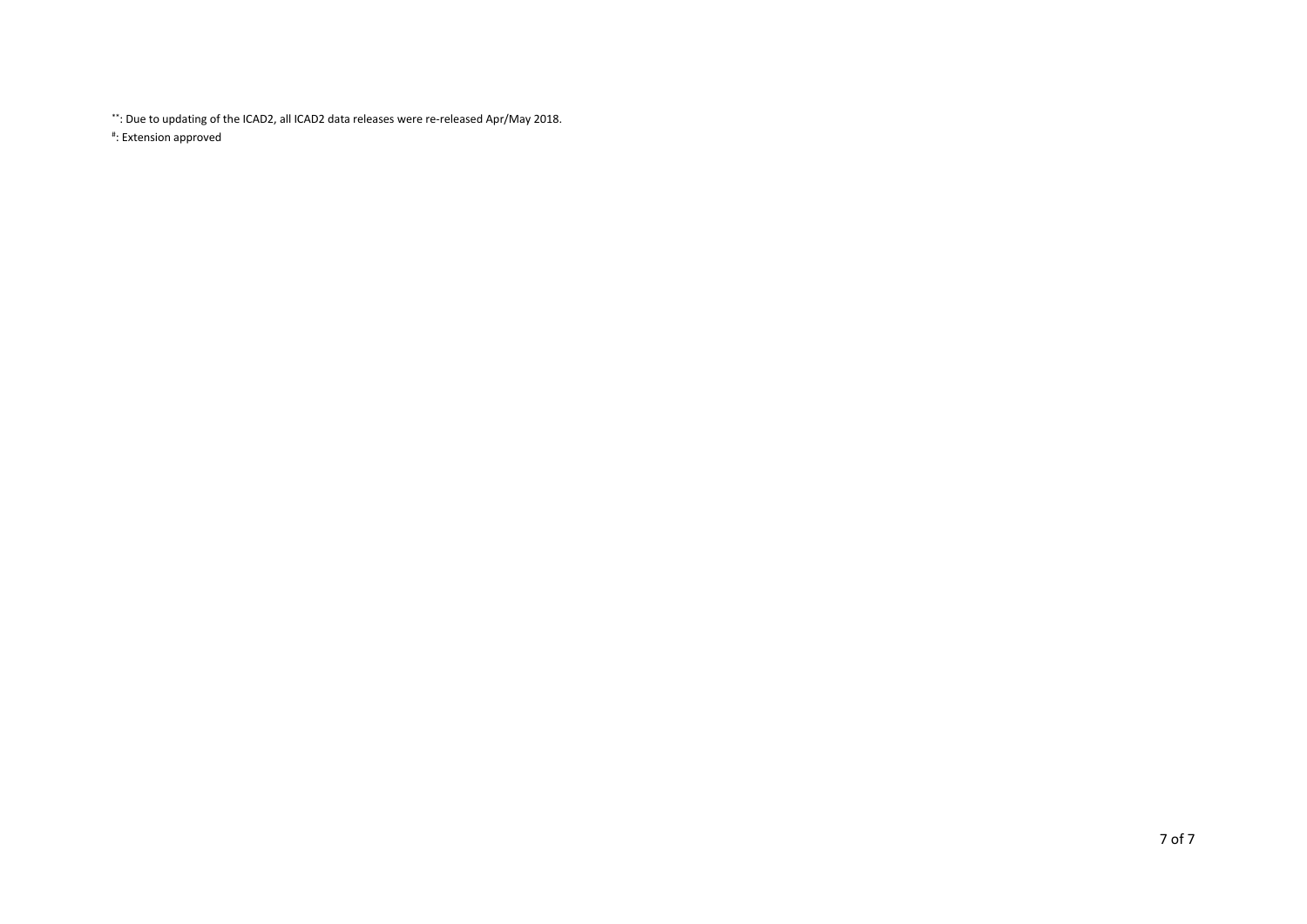[**]: Due to updating of the ICAD2, all ICAD2 data releases were re-released Apr/May 2018.

[#]: Extension approved